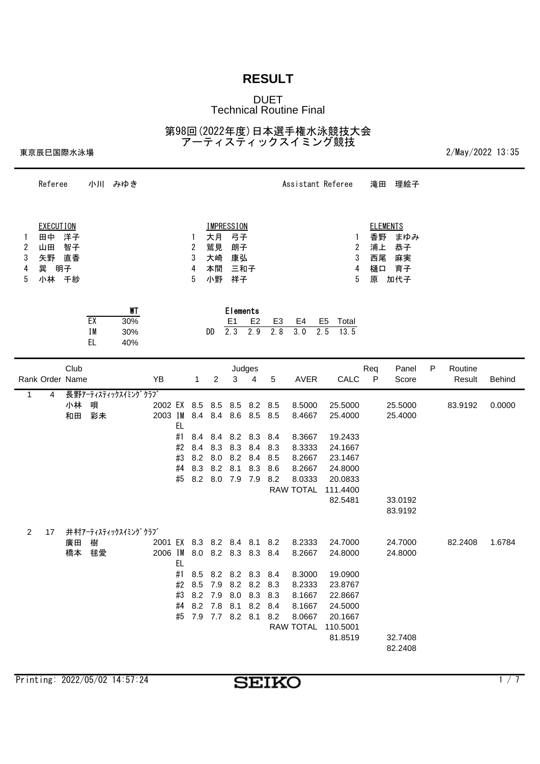# RESULT

## DUET
## Technical Routine Final

## 第98回(2022年度)日本選手権水泳競技大会
## アーティスティックスイミング競技

東京辰巳国際水泳場　　　　2/May/2022 13:35

Referee　小川 みゆき　　　Assistant Referee　滝田 理絵子

| | EXECUTION | | IMPRESSION | | ELEMENTS |
|---|---|---|---|---|---|
| 1 | 田中 洋子 | 1 | 大月 弓子 | 1 | 香野 まゆみ |
| 2 | 山田 智子 | 2 | 鷲見 朗子 | 2 | 浦上 恭子 |
| 3 | 矢野 直香 | 3 | 大崎 康弘 | 3 | 西尾 麻実 |
| 4 | 巽 明子 | 4 | 本間 三和子 | 4 | 樋口 育子 |
| 5 | 小林 千紗 | 5 | 小野 祥子 | 5 | 原 加代子 |

| | WT |
|---|---|
| EX | 30% |
| IM | 30% |
| EL | 40% |

| Elements | E1 | E2 | E3 | E4 | E5 | Total |
|---|---|---|---|---|---|---|
| DD | 2.3 | 2.9 | 2.8 | 3.0 | 2.5 | 13.5 |

| Rank | Order | Club / Name | YB | | 1 | 2 | 3 | 4 | 5 | AVER | CALC | Req P | Panel Score | P | Routine Result | Behind |
|---|---|---|---|---|---|---|---|---|---|---|---|---|---|---|---|---|
| 1 | 4 | 長野ｱｰﾃｨｽﾃｨｯｸｽｲﾐﾝｸﾞｸﾗﾌﾞ | | | | | | | | | | | | | | |
| | | 小林 唄 | 2002 | EX | 8.5 | 8.5 | 8.5 | 8.2 | 8.5 | 8.5000 | 25.5000 | | 25.5000 | | 83.9192 | 0.0000 |
| | | 和田 彩未 | 2003 | IM | 8.4 | 8.4 | 8.6 | 8.5 | 8.5 | 8.4667 | 25.4000 | | 25.4000 | | | |
| | | | | EL | | | | | | | | | | | | |
| | | | | #1 | 8.4 | 8.4 | 8.2 | 8.3 | 8.4 | 8.3667 | 19.2433 | | | | | |
| | | | | #2 | 8.4 | 8.3 | 8.3 | 8.4 | 8.3 | 8.3333 | 24.1667 | | | | | |
| | | | | #3 | 8.2 | 8.0 | 8.2 | 8.4 | 8.5 | 8.2667 | 23.1467 | | | | | |
| | | | | #4 | 8.3 | 8.2 | 8.1 | 8.3 | 8.6 | 8.2667 | 24.8000 | | | | | |
| | | | | #5 | 8.2 | 8.0 | 7.9 | 7.9 | 8.2 | 8.0333 | 20.0833 | | | | | |
| | | | | | | | | | | RAW TOTAL | 111.4400 | | | | | |
| | | | | | | | | | | | 82.5481 | | 33.0192 | | | |
| | | | | | | | | | | | | | 83.9192 | | | |
| 2 | 17 | 井村ｱｰﾃｨｽﾃｨｯｸｽｲﾐﾝｸﾞｸﾗﾌﾞ | | | | | | | | | | | | | | |
| | | 廣田 樹 | 2001 | EX | 8.3 | 8.2 | 8.4 | 8.1 | 8.2 | 8.2333 | 24.7000 | | 24.7000 | | 82.2408 | 1.6784 |
| | | 橋本 毬愛 | 2006 | IM | 8.0 | 8.2 | 8.3 | 8.3 | 8.4 | 8.2667 | 24.8000 | | 24.8000 | | | |
| | | | | EL | | | | | | | | | | | | |
| | | | | #1 | 8.5 | 8.2 | 8.2 | 8.3 | 8.4 | 8.3000 | 19.0900 | | | | | |
| | | | | #2 | 8.5 | 7.9 | 8.2 | 8.2 | 8.3 | 8.2333 | 23.8767 | | | | | |
| | | | | #3 | 8.2 | 7.9 | 8.0 | 8.3 | 8.3 | 8.1667 | 22.8667 | | | | | |
| | | | | #4 | 8.2 | 7.8 | 8.1 | 8.2 | 8.4 | 8.1667 | 24.5000 | | | | | |
| | | | | #5 | 7.9 | 7.7 | 8.2 | 8.1 | 8.2 | 8.0667 | 20.1667 | | | | | |
| | | | | | | | | | | RAW TOTAL | 110.5001 | | | | | |
| | | | | | | | | | | | 81.8519 | | 32.7408 | | | |
| | | | | | | | | | | | | | 82.2408 | | | |

Printing: 2022/05/02 14:57:24

SEIKO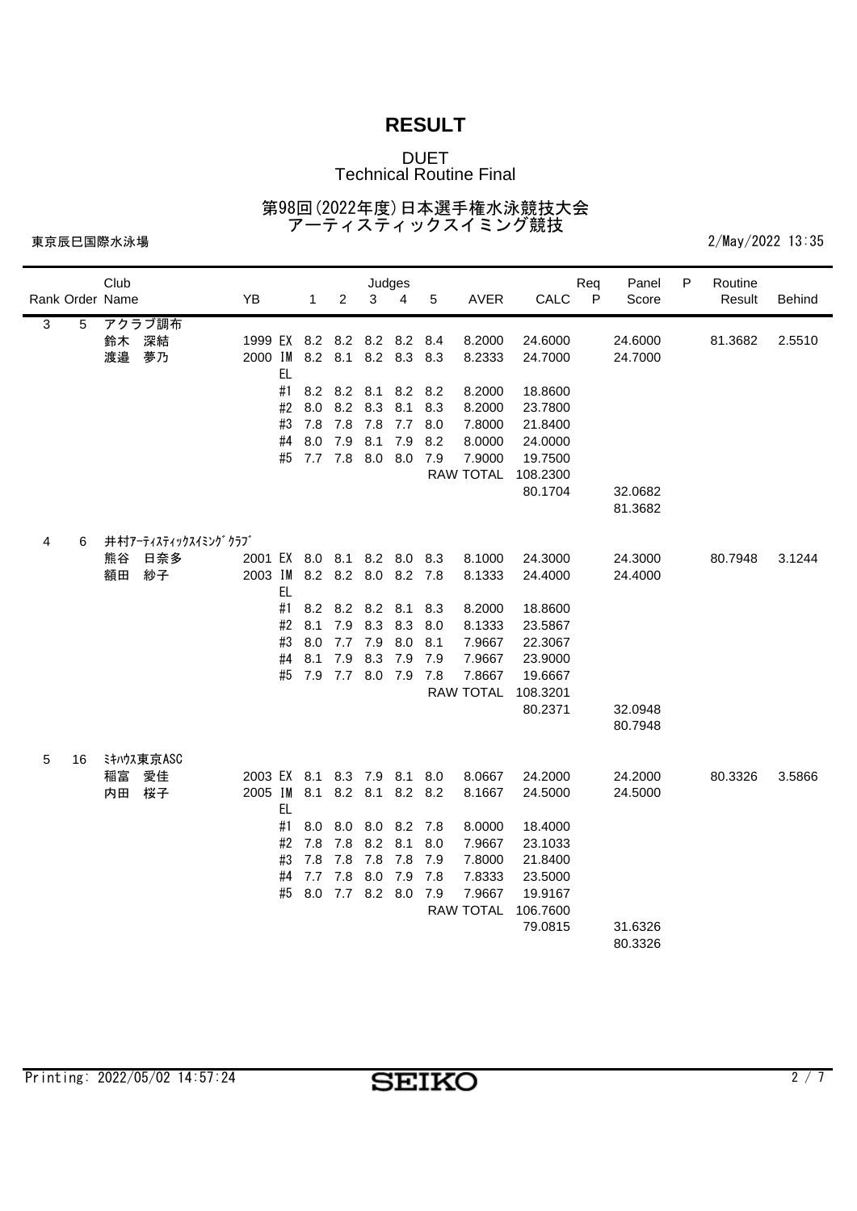# RESULT

## DUET
## Technical Routine Final

## 第98回(2022年度)日本選手権水泳競技大会
## アーティスティックスイミング競技

東京辰巳国際水泳場　　　　2/May/2022 13:35

| Rank | Order | Club / Name | YB | | Judges 1 | 2 | 3 | 4 | 5 | AVER | CALC | Req P | Panel Score | P | Routine Result | Behind |
|---|---|---|---|---|---|---|---|---|---|---|---|---|---|---|---|---|
| 3 | 5 | アクラブ調布 | | | | | | | | | | | | | | |
| | | 鈴木　深結 | 1999 | EX | 8.2 | 8.2 | 8.2 | 8.2 | 8.4 | 8.2000 | 24.6000 | | 24.6000 | | 81.3682 | 2.5510 |
| | | 渡邉　夢乃 | 2000 | IM | 8.2 | 8.1 | 8.2 | 8.3 | 8.3 | 8.2333 | 24.7000 | | 24.7000 | | | |
| | | | | EL | | | | | | | | | | | | |
| | | | | #1 | 8.2 | 8.2 | 8.1 | 8.2 | 8.2 | 8.2000 | 18.8600 | | | | | |
| | | | | #2 | 8.0 | 8.2 | 8.3 | 8.1 | 8.3 | 8.2000 | 23.7800 | | | | | |
| | | | | #3 | 7.8 | 7.8 | 7.8 | 7.7 | 8.0 | 7.8000 | 21.8400 | | | | | |
| | | | | #4 | 8.0 | 7.9 | 8.1 | 7.9 | 8.2 | 8.0000 | 24.0000 | | | | | |
| | | | | #5 | 7.7 | 7.8 | 8.0 | 8.0 | 7.9 | 7.9000 | 19.7500 | | | | | |
| | | | | | | | | | | RAW TOTAL | 108.2300 | | | | | |
| | | | | | | | | | | | 80.1704 | | 32.0682 | | | |
| | | | | | | | | | | | | | 81.3682 | | | |
| 4 | 6 | 井村ｱｰﾃｨｽﾃｨｯｸｽｲﾐﾝｸﾞｸﾗﾌﾞ | | | | | | | | | | | | | | |
| | | 熊谷　日奈多 | 2001 | EX | 8.0 | 8.1 | 8.2 | 8.0 | 8.3 | 8.1000 | 24.3000 | | 24.3000 | | 80.7948 | 3.1244 |
| | | 額田　紗子 | 2003 | IM | 8.2 | 8.2 | 8.0 | 8.2 | 7.8 | 8.1333 | 24.4000 | | 24.4000 | | | |
| | | | | EL | | | | | | | | | | | | |
| | | | | #1 | 8.2 | 8.2 | 8.2 | 8.1 | 8.3 | 8.2000 | 18.8600 | | | | | |
| | | | | #2 | 8.1 | 7.9 | 8.3 | 8.3 | 8.0 | 8.1333 | 23.5867 | | | | | |
| | | | | #3 | 8.0 | 7.7 | 7.9 | 8.0 | 8.1 | 7.9667 | 22.3067 | | | | | |
| | | | | #4 | 8.1 | 7.9 | 8.3 | 7.9 | 7.9 | 7.9667 | 23.9000 | | | | | |
| | | | | #5 | 7.9 | 7.7 | 8.0 | 7.9 | 7.8 | 7.8667 | 19.6667 | | | | | |
| | | | | | | | | | | RAW TOTAL | 108.3201 | | | | | |
| | | | | | | | | | | | 80.2371 | | 32.0948 | | | |
| | | | | | | | | | | | | | 80.7948 | | | |
| 5 | 16 | ﾐｷﾊｳｽ東京ASC | | | | | | | | | | | | | | |
| | | 稲富　愛佳 | 2003 | EX | 8.1 | 8.3 | 7.9 | 8.1 | 8.0 | 8.0667 | 24.2000 | | 24.2000 | | 80.3326 | 3.5866 |
| | | 内田　桜子 | 2005 | IM | 8.1 | 8.2 | 8.1 | 8.2 | 8.2 | 8.1667 | 24.5000 | | 24.5000 | | | |
| | | | | EL | | | | | | | | | | | | |
| | | | | #1 | 8.0 | 8.0 | 8.0 | 8.2 | 7.8 | 8.0000 | 18.4000 | | | | | |
| | | | | #2 | 7.8 | 7.8 | 8.2 | 8.1 | 8.0 | 7.9667 | 23.1033 | | | | | |
| | | | | #3 | 7.8 | 7.8 | 7.8 | 7.8 | 7.9 | 7.8000 | 21.8400 | | | | | |
| | | | | #4 | 7.7 | 7.8 | 8.0 | 7.9 | 7.8 | 7.8333 | 23.5000 | | | | | |
| | | | | #5 | 8.0 | 7.7 | 8.2 | 8.0 | 7.9 | 7.9667 | 19.9167 | | | | | |
| | | | | | | | | | | RAW TOTAL | 106.7600 | | | | | |
| | | | | | | | | | | | 79.0815 | | 31.6326 | | | |
| | | | | | | | | | | | | | 80.3326 | | | |

Printing: 2022/05/02 14:57:24

SEIKO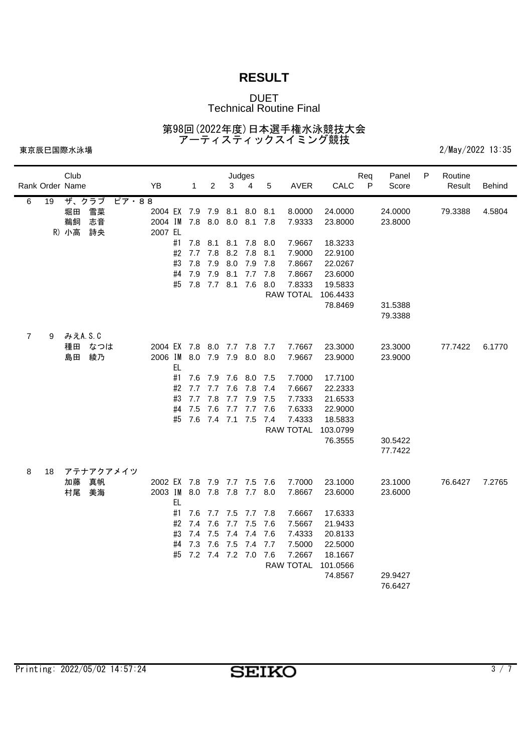# RESULT

## DUET
## Technical Routine Final

## 第98回(2022年度)日本選手権水泳競技大会
## アーティスティックスイミング競技

東京辰巳国際水泳場　　2/May/2022 13:35

| Rank | Order | Club Name | YB | | 1 | 2 | 3 | 4 | 5 | AVER | CALC | Req P | Panel Score | P | Routine Result | Behind |
|---|---|---|---|---|---|---|---|---|---|---|---|---|---|---|---|---|
| 6 | 19 | ザ、クラブ　ピア・８８ | | | | | | | | | | | | | | |
| | | 堀田　雪菜 | 2004 | EX | 7.9 | 7.9 | 8.1 | 8.0 | 8.1 | 8.0000 | 24.0000 | | 24.0000 | | 79.3388 | 4.5804 |
| | | 鵜飼　志音 | 2004 | IM | 7.8 | 8.0 | 8.0 | 8.1 | 7.8 | 7.9333 | 23.8000 | | 23.8000 | | | |
| | | R) 小高　詩央 | 2007 | EL | | | | | | | | | | | | |
| | | | | #1 | 7.8 | 8.1 | 8.1 | 7.8 | 8.0 | 7.9667 | 18.3233 | | | | | |
| | | | | #2 | 7.7 | 7.8 | 8.2 | 7.8 | 8.1 | 7.9000 | 22.9100 | | | | | |
| | | | | #3 | 7.8 | 7.9 | 8.0 | 7.9 | 7.8 | 7.8667 | 22.0267 | | | | | |
| | | | | #4 | 7.9 | 7.9 | 8.1 | 7.7 | 7.8 | 7.8667 | 23.6000 | | | | | |
| | | | | #5 | 7.8 | 7.7 | 8.1 | 7.6 | 8.0 | 7.8333 | 19.5833 | | | | | |
| | | | | | | | | | | RAW TOTAL | 106.4433 | | | | | |
| | | | | | | | | | | | 78.8469 | | 31.5388 | | | |
| | | | | | | | | | | | | | 79.3388 | | | |
| 7 | 9 | みえA.S.C | | | | | | | | | | | | | | |
| | | 種田　なつは | 2004 | EX | 7.8 | 8.0 | 7.7 | 7.8 | 7.7 | 7.7667 | 23.3000 | | 23.3000 | | 77.7422 | 6.1770 |
| | | 島田　綾乃 | 2006 | IM | 8.0 | 7.9 | 7.9 | 8.0 | 8.0 | 7.9667 | 23.9000 | | 23.9000 | | | |
| | | | | EL | | | | | | | | | | | | |
| | | | | #1 | 7.6 | 7.9 | 7.6 | 8.0 | 7.5 | 7.7000 | 17.7100 | | | | | |
| | | | | #2 | 7.7 | 7.7 | 7.6 | 7.8 | 7.4 | 7.6667 | 22.2333 | | | | | |
| | | | | #3 | 7.7 | 7.8 | 7.7 | 7.9 | 7.5 | 7.7333 | 21.6533 | | | | | |
| | | | | #4 | 7.5 | 7.6 | 7.7 | 7.7 | 7.6 | 7.6333 | 22.9000 | | | | | |
| | | | | #5 | 7.6 | 7.4 | 7.1 | 7.5 | 7.4 | 7.4333 | 18.5833 | | | | | |
| | | | | | | | | | | RAW TOTAL | 103.0799 | | | | | |
| | | | | | | | | | | | 76.3555 | | 30.5422 | | | |
| | | | | | | | | | | | | | 77.7422 | | | |
| 8 | 18 | アテナアクアメイツ | | | | | | | | | | | | | | |
| | | 加藤　真帆 | 2002 | EX | 7.8 | 7.9 | 7.7 | 7.5 | 7.6 | 7.7000 | 23.1000 | | 23.1000 | | 76.6427 | 7.2765 |
| | | 村尾　美海 | 2003 | IM | 8.0 | 7.8 | 7.8 | 7.7 | 8.0 | 7.8667 | 23.6000 | | 23.6000 | | | |
| | | | | EL | | | | | | | | | | | | |
| | | | | #1 | 7.6 | 7.7 | 7.5 | 7.7 | 7.8 | 7.6667 | 17.6333 | | | | | |
| | | | | #2 | 7.4 | 7.6 | 7.7 | 7.5 | 7.6 | 7.5667 | 21.9433 | | | | | |
| | | | | #3 | 7.4 | 7.5 | 7.4 | 7.4 | 7.6 | 7.4333 | 20.8133 | | | | | |
| | | | | #4 | 7.3 | 7.6 | 7.5 | 7.4 | 7.7 | 7.5000 | 22.5000 | | | | | |
| | | | | #5 | 7.2 | 7.4 | 7.2 | 7.0 | 7.6 | 7.2667 | 18.1667 | | | | | |
| | | | | | | | | | | RAW TOTAL | 101.0566 | | | | | |
| | | | | | | | | | | | 74.8567 | | 29.9427 | | | |
| | | | | | | | | | | | | | 76.6427 | | | |

Printing: 2022/05/02 14:57:24　　SEIKO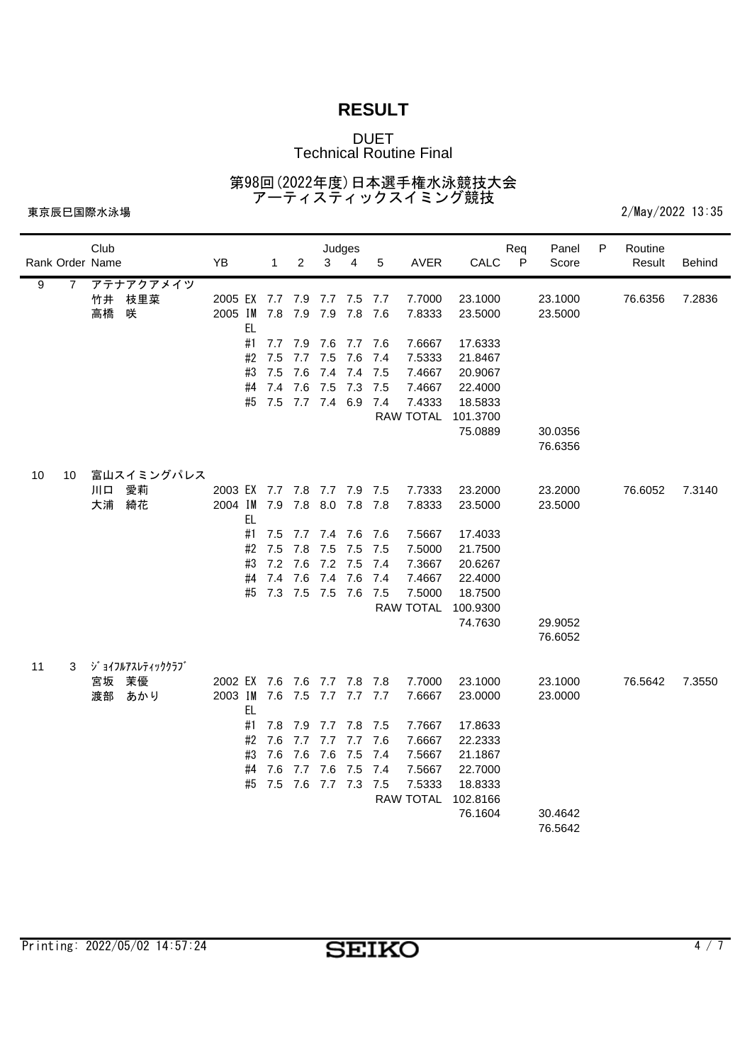# RESULT

DUET
Technical Routine Final

第98回(2022年度)日本選手権水泳競技大会
アーティスティックスイミング競技

東京辰巳国際水泳場 2/May/2022 13:35

| Rank | Order | Club / Name | YB | | 1 | 2 | 3 | 4 | 5 | AVER | CALC | Req P | Panel Score | P | Routine Result | Behind |
|---|---|---|---|---|---|---|---|---|---|---|---|---|---|---|---|---|
| 9 | 7 | アテナアクアメイツ | | | | | | | | | | | | | | |
| | | 竹井　枝里菜 | 2005 | EX | 7.7 | 7.9 | 7.7 | 7.5 | 7.7 | 7.7000 | 23.1000 | | 23.1000 | | 76.6356 | 7.2836 |
| | | 高橋　咲 | 2005 | IM | 7.8 | 7.9 | 7.9 | 7.8 | 7.6 | 7.8333 | 23.5000 | | 23.5000 | | | |
| | | | | EL | | | | | | | | | | | | |
| | | | | #1 | 7.7 | 7.9 | 7.6 | 7.7 | 7.6 | 7.6667 | 17.6333 | | | | | |
| | | | | #2 | 7.5 | 7.7 | 7.5 | 7.6 | 7.4 | 7.5333 | 21.8467 | | | | | |
| | | | | #3 | 7.5 | 7.6 | 7.4 | 7.4 | 7.5 | 7.4667 | 20.9067 | | | | | |
| | | | | #4 | 7.4 | 7.6 | 7.5 | 7.3 | 7.5 | 7.4667 | 22.4000 | | | | | |
| | | | | #5 | 7.5 | 7.7 | 7.4 | 6.9 | 7.4 | 7.4333 | 18.5833 | | | | | |
| | | | | | | | | | | RAW TOTAL | 101.3700 | | | | | |
| | | | | | | | | | | | 75.0889 | | 30.0356 | | | |
| | | | | | | | | | | | | | 76.6356 | | | |
| 10 | 10 | 富山スイミングパレス | | | | | | | | | | | | | | |
| | | 川口　愛莉 | 2003 | EX | 7.7 | 7.8 | 7.7 | 7.9 | 7.5 | 7.7333 | 23.2000 | | 23.2000 | | 76.6052 | 7.3140 |
| | | 大浦　綺花 | 2004 | IM | 7.9 | 7.8 | 8.0 | 7.8 | 7.8 | 7.8333 | 23.5000 | | 23.5000 | | | |
| | | | | EL | | | | | | | | | | | | |
| | | | | #1 | 7.5 | 7.7 | 7.4 | 7.6 | 7.6 | 7.5667 | 17.4033 | | | | | |
| | | | | #2 | 7.5 | 7.8 | 7.5 | 7.5 | 7.5 | 7.5000 | 21.7500 | | | | | |
| | | | | #3 | 7.2 | 7.6 | 7.2 | 7.5 | 7.4 | 7.3667 | 20.6267 | | | | | |
| | | | | #4 | 7.4 | 7.6 | 7.4 | 7.6 | 7.4 | 7.4667 | 22.4000 | | | | | |
| | | | | #5 | 7.3 | 7.5 | 7.5 | 7.6 | 7.5 | 7.5000 | 18.7500 | | | | | |
| | | | | | | | | | | RAW TOTAL | 100.9300 | | | | | |
| | | | | | | | | | | | 74.7630 | | 29.9052 | | | |
| | | | | | | | | | | | | | 76.6052 | | | |
| 11 | 3 | ｼﾞｮｲﾌﾙｱｽﾚﾃｨｯｸｸﾗﾌﾞ | | | | | | | | | | | | | | |
| | | 宮坂　茉優 | 2002 | EX | 7.6 | 7.6 | 7.7 | 7.8 | 7.8 | 7.7000 | 23.1000 | | 23.1000 | | 76.5642 | 7.3550 |
| | | 渡部　あかり | 2003 | IM | 7.6 | 7.5 | 7.7 | 7.7 | 7.7 | 7.6667 | 23.0000 | | 23.0000 | | | |
| | | | | EL | | | | | | | | | | | | |
| | | | | #1 | 7.8 | 7.9 | 7.7 | 7.8 | 7.5 | 7.7667 | 17.8633 | | | | | |
| | | | | #2 | 7.6 | 7.7 | 7.7 | 7.7 | 7.6 | 7.6667 | 22.2333 | | | | | |
| | | | | #3 | 7.6 | 7.6 | 7.6 | 7.5 | 7.4 | 7.5667 | 21.1867 | | | | | |
| | | | | #4 | 7.6 | 7.7 | 7.6 | 7.5 | 7.4 | 7.5667 | 22.7000 | | | | | |
| | | | | #5 | 7.5 | 7.6 | 7.7 | 7.3 | 7.5 | 7.5333 | 18.8333 | | | | | |
| | | | | | | | | | | RAW TOTAL | 102.8166 | | | | | |
| | | | | | | | | | | | 76.1604 | | 30.4642 | | | |
| | | | | | | | | | | | | | 76.5642 | | | |

Printing: 2022/05/02 14:57:24

SEIKO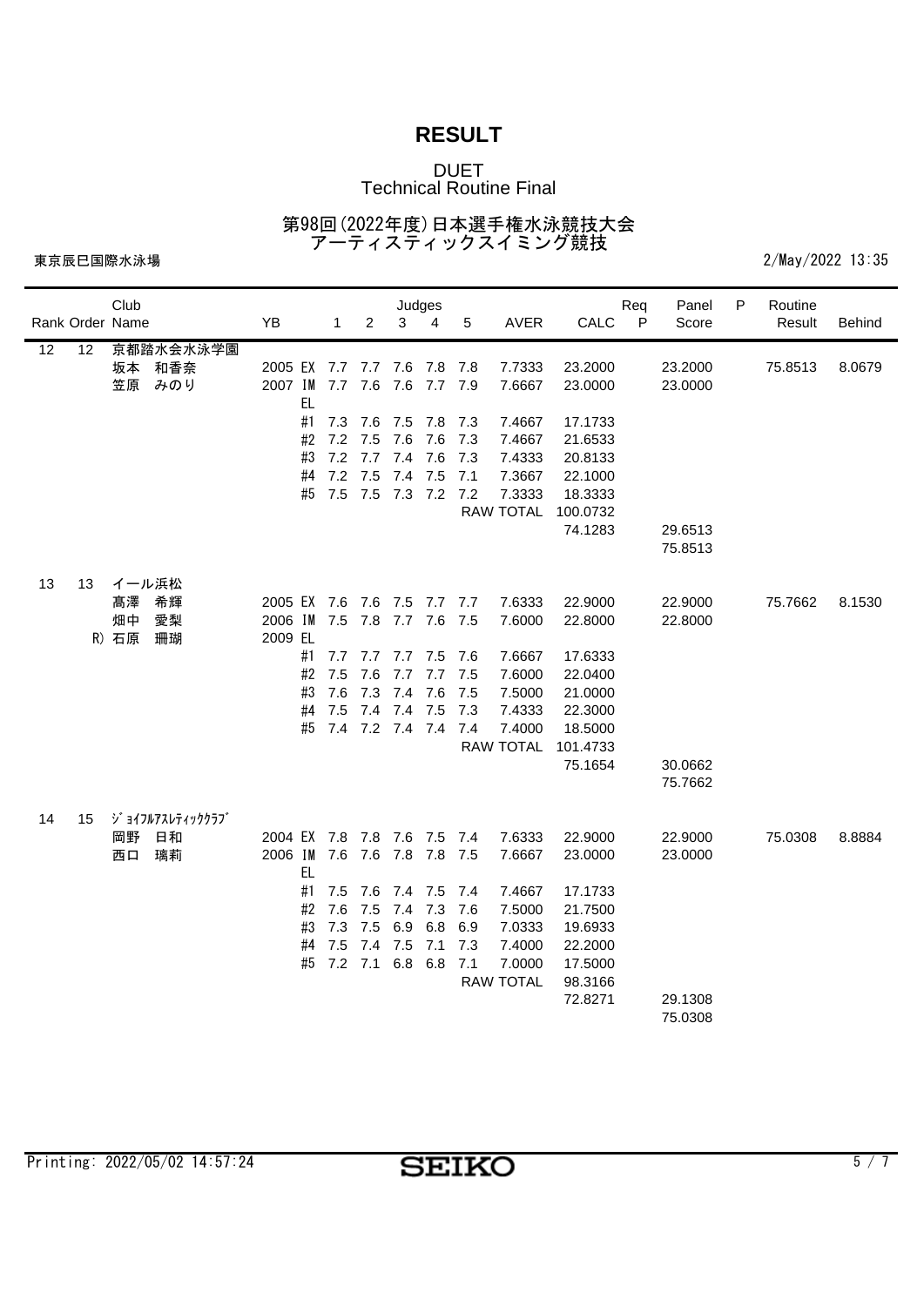# RESULT

DUET
Technical Routine Final

第98回(2022年度)日本選手権水泳競技大会
アーティスティックスイミング競技

東京辰巳国際水泳場　　2/May/2022 13:35

| Rank | Order | Club / Name | YB | | Judges 1 | 2 | 3 | 4 | 5 | AVER | CALC | Req P | Panel Score | P | Routine Result | Behind |
|---|---|---|---|---|---|---|---|---|---|---|---|---|---|---|---|---|
| 12 | 12 | 京都踏水会水泳学園 | | | | | | | | | | | | | | |
| | | 坂本　和香奈 | 2005 | EX | 7.7 | 7.7 | 7.6 | 7.8 | 7.8 | 7.7333 | 23.2000 | | 23.2000 | | 75.8513 | 8.0679 |
| | | 笠原　みのり | 2007 | IM | 7.7 | 7.6 | 7.6 | 7.7 | 7.9 | 7.6667 | 23.0000 | | 23.0000 | | | |
| | | | | EL | | | | | | | | | | | | |
| | | | | #1 | 7.3 | 7.6 | 7.5 | 7.8 | 7.3 | 7.4667 | 17.1733 | | | | | |
| | | | | #2 | 7.2 | 7.5 | 7.6 | 7.6 | 7.3 | 7.4667 | 21.6533 | | | | | |
| | | | | #3 | 7.2 | 7.7 | 7.4 | 7.6 | 7.3 | 7.4333 | 20.8133 | | | | | |
| | | | | #4 | 7.2 | 7.5 | 7.4 | 7.5 | 7.1 | 7.3667 | 22.1000 | | | | | |
| | | | | #5 | 7.5 | 7.5 | 7.3 | 7.2 | 7.2 | 7.3333 | 18.3333 | | | | | |
| | | | | | | | | | | RAW TOTAL | 100.0732 | | | | | |
| | | | | | | | | | | | 74.1283 | | 29.6513 | | | |
| | | | | | | | | | | | | | 75.8513 | | | |
| 13 | 13 | イール浜松 | | | | | | | | | | | | | | |
| | | 髙澤　希輝 | 2005 | EX | 7.6 | 7.6 | 7.5 | 7.7 | 7.7 | 7.6333 | 22.9000 | | 22.9000 | | 75.7662 | 8.1530 |
| | | 畑中　愛梨 | 2006 | IM | 7.5 | 7.8 | 7.7 | 7.6 | 7.5 | 7.6000 | 22.8000 | | 22.8000 | | | |
| | | R) 石原　珊瑚 | 2009 | EL | | | | | | | | | | | | |
| | | | | #1 | 7.7 | 7.7 | 7.7 | 7.5 | 7.6 | 7.6667 | 17.6333 | | | | | |
| | | | | #2 | 7.5 | 7.6 | 7.7 | 7.7 | 7.5 | 7.6000 | 22.0400 | | | | | |
| | | | | #3 | 7.6 | 7.3 | 7.4 | 7.6 | 7.5 | 7.5000 | 21.0000 | | | | | |
| | | | | #4 | 7.5 | 7.4 | 7.4 | 7.5 | 7.3 | 7.4333 | 22.3000 | | | | | |
| | | | | #5 | 7.4 | 7.2 | 7.4 | 7.4 | 7.4 | 7.4000 | 18.5000 | | | | | |
| | | | | | | | | | | RAW TOTAL | 101.4733 | | | | | |
| | | | | | | | | | | | 75.1654 | | 30.0662 | | | |
| | | | | | | | | | | | | | 75.7662 | | | |
| 14 | 15 | ｼﾞｮｲﾌﾙｱｽﾚﾃｨｯｸｸﾗﾌﾞ | | | | | | | | | | | | | | |
| | | 岡野　日和 | 2004 | EX | 7.8 | 7.8 | 7.6 | 7.5 | 7.4 | 7.6333 | 22.9000 | | 22.9000 | | 75.0308 | 8.8884 |
| | | 西口　璃莉 | 2006 | IM | 7.6 | 7.6 | 7.8 | 7.8 | 7.5 | 7.6667 | 23.0000 | | 23.0000 | | | |
| | | | | EL | | | | | | | | | | | | |
| | | | | #1 | 7.5 | 7.6 | 7.4 | 7.5 | 7.4 | 7.4667 | 17.1733 | | | | | |
| | | | | #2 | 7.6 | 7.5 | 7.4 | 7.3 | 7.6 | 7.5000 | 21.7500 | | | | | |
| | | | | #3 | 7.3 | 7.5 | 6.9 | 6.8 | 6.9 | 7.0333 | 19.6933 | | | | | |
| | | | | #4 | 7.5 | 7.4 | 7.5 | 7.1 | 7.3 | 7.4000 | 22.2000 | | | | | |
| | | | | #5 | 7.2 | 7.1 | 6.8 | 6.8 | 7.1 | 7.0000 | 17.5000 | | | | | |
| | | | | | | | | | | RAW TOTAL | 98.3166 | | | | | |
| | | | | | | | | | | | 72.8271 | | 29.1308 | | | |
| | | | | | | | | | | | | | 75.0308 | | | |

Printing: 2022/05/02 14:57:24　　SEIKO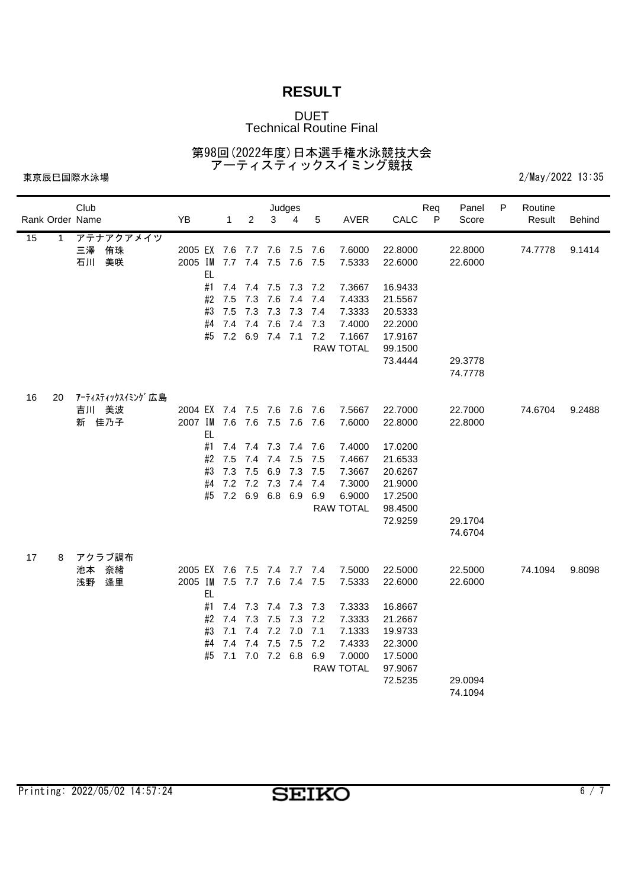# RESULT

DUET
Technical Routine Final

第98回(2022年度)日本選手権水泳競技大会
アーティスティックスイミング競技

東京辰巳国際水泳場

2/May/2022 13:35

| Rank | Order | Club / Name | YB | | 1 | 2 | 3 | 4 | 5 | AVER | CALC | Req P | Panel Score | P | Routine Result | Behind |
|---|---|---|---|---|---|---|---|---|---|---|---|---|---|---|---|---|
| 15 | 1 | アテナアクアメイツ | | | | | | | | | | | | | | |
| | | 三澤　侑珠 | 2005 | EX | 7.6 | 7.7 | 7.6 | 7.5 | 7.6 | 7.6000 | 22.8000 | | 22.8000 | | 74.7778 | 9.1414 |
| | | 石川　美咲 | 2005 | IM | 7.7 | 7.4 | 7.5 | 7.6 | 7.5 | 7.5333 | 22.6000 | | 22.6000 | | | |
| | | | | EL | | | | | | | | | | | | |
| | | | | #1 | 7.4 | 7.4 | 7.5 | 7.3 | 7.2 | 7.3667 | 16.9433 | | | | | |
| | | | | #2 | 7.5 | 7.3 | 7.6 | 7.4 | 7.4 | 7.4333 | 21.5567 | | | | | |
| | | | | #3 | 7.5 | 7.3 | 7.3 | 7.3 | 7.4 | 7.3333 | 20.5333 | | | | | |
| | | | | #4 | 7.4 | 7.4 | 7.6 | 7.4 | 7.3 | 7.4000 | 22.2000 | | | | | |
| | | | | #5 | 7.2 | 6.9 | 7.4 | 7.1 | 7.2 | 7.1667 | 17.9167 | | | | | |
| | | | | | | | | | | RAW TOTAL | 99.1500 | | | | | |
| | | | | | | | | | | | 73.4444 | | 29.3778 | | | |
| | | | | | | | | | | | | | 74.7778 | | | |
| 16 | 20 | ｱｰﾃｨｽﾃｨｯｸｽｲﾐﾝｸﾞ広島 | | | | | | | | | | | | | | |
| | | 吉川　美波 | 2004 | EX | 7.4 | 7.5 | 7.6 | 7.6 | 7.6 | 7.5667 | 22.7000 | | 22.7000 | | 74.6704 | 9.2488 |
| | | 新　佳乃子 | 2007 | IM | 7.6 | 7.6 | 7.5 | 7.6 | 7.6 | 7.6000 | 22.8000 | | 22.8000 | | | |
| | | | | EL | | | | | | | | | | | | |
| | | | | #1 | 7.4 | 7.4 | 7.3 | 7.4 | 7.6 | 7.4000 | 17.0200 | | | | | |
| | | | | #2 | 7.5 | 7.4 | 7.4 | 7.5 | 7.5 | 7.4667 | 21.6533 | | | | | |
| | | | | #3 | 7.3 | 7.5 | 6.9 | 7.3 | 7.5 | 7.3667 | 20.6267 | | | | | |
| | | | | #4 | 7.2 | 7.2 | 7.3 | 7.4 | 7.4 | 7.3000 | 21.9000 | | | | | |
| | | | | #5 | 7.2 | 6.9 | 6.8 | 6.9 | 6.9 | 6.9000 | 17.2500 | | | | | |
| | | | | | | | | | | RAW TOTAL | 98.4500 | | | | | |
| | | | | | | | | | | | 72.9259 | | 29.1704 | | | |
| | | | | | | | | | | | | | 74.6704 | | | |
| 17 | 8 | アクラブ調布 | | | | | | | | | | | | | | |
| | | 池本　奈緒 | 2005 | EX | 7.6 | 7.5 | 7.4 | 7.7 | 7.4 | 7.5000 | 22.5000 | | 22.5000 | | 74.1094 | 9.8098 |
| | | 浅野　逢里 | 2005 | IM | 7.5 | 7.7 | 7.6 | 7.4 | 7.5 | 7.5333 | 22.6000 | | 22.6000 | | | |
| | | | | EL | | | | | | | | | | | | |
| | | | | #1 | 7.4 | 7.3 | 7.4 | 7.3 | 7.3 | 7.3333 | 16.8667 | | | | | |
| | | | | #2 | 7.4 | 7.3 | 7.5 | 7.3 | 7.2 | 7.3333 | 21.2667 | | | | | |
| | | | | #3 | 7.1 | 7.4 | 7.2 | 7.0 | 7.1 | 7.1333 | 19.9733 | | | | | |
| | | | | #4 | 7.4 | 7.4 | 7.5 | 7.5 | 7.2 | 7.4333 | 22.3000 | | | | | |
| | | | | #5 | 7.1 | 7.0 | 7.2 | 6.8 | 6.9 | 7.0000 | 17.5000 | | | | | |
| | | | | | | | | | | RAW TOTAL | 97.9067 | | | | | |
| | | | | | | | | | | | 72.5235 | | 29.0094 | | | |
| | | | | | | | | | | | | | 74.1094 | | | |

Printing: 2022/05/02 14:57:24

SEIKO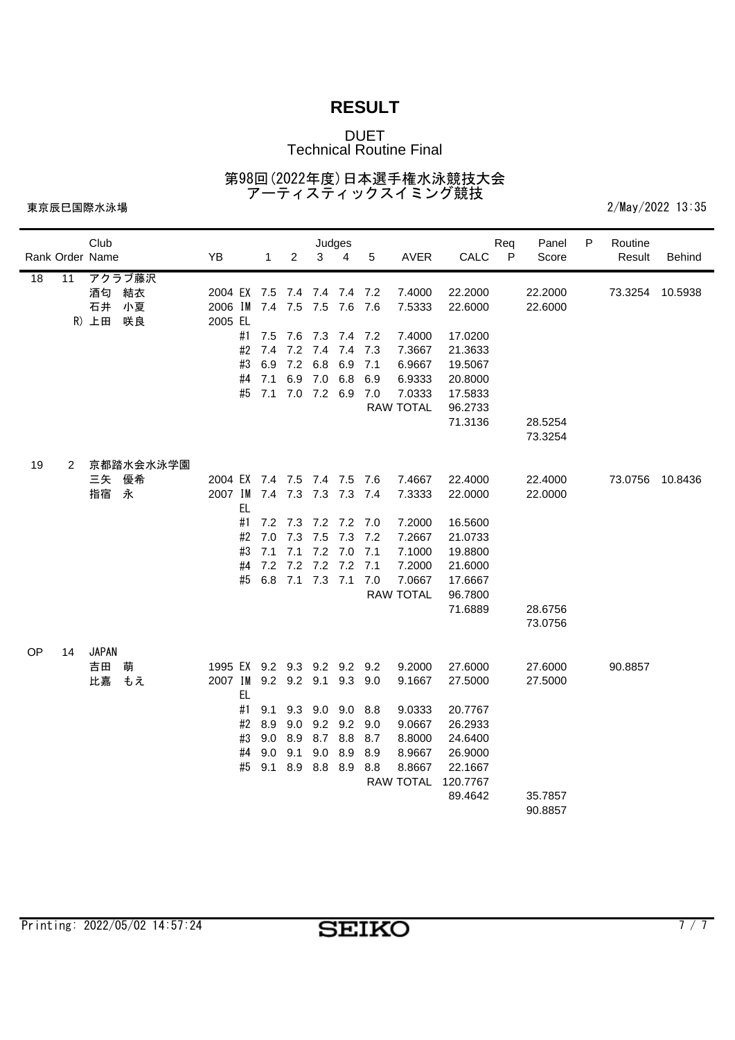# RESULT

DUET
Technical Routine Final

第98回(2022年度)日本選手権水泳競技大会
アーティスティックスイミング競技

東京辰巳国際水泳場　　2/May/2022 13:35

| Rank | Order | Club Name | YB | | 1 | 2 | 3 | 4 | 5 | AVER | CALC | Req P | Panel Score | P | Routine Result | Behind |
|---|---|---|---|---|---|---|---|---|---|---|---|---|---|---|---|---|
| 18 | 11 | アクラブ藤沢 | | | | | | | | | | | | | | |
| | | 酒匂　結衣 | 2004 | EX | 7.5 | 7.4 | 7.4 | 7.4 | 7.2 | 7.4000 | 22.2000 | | 22.2000 | | 73.3254 | 10.5938 |
| | | 石井　小夏 | 2006 | IM | 7.4 | 7.5 | 7.5 | 7.6 | 7.6 | 7.5333 | 22.6000 | | 22.6000 | | | |
| | | R) 上田　咲良 | 2005 | EL | | | | | | | | | | | | |
| | | | | #1 | 7.5 | 7.6 | 7.3 | 7.4 | 7.2 | 7.4000 | 17.0200 | | | | | |
| | | | | #2 | 7.4 | 7.2 | 7.4 | 7.4 | 7.3 | 7.3667 | 21.3633 | | | | | |
| | | | | #3 | 6.9 | 7.2 | 6.8 | 6.9 | 7.1 | 6.9667 | 19.5067 | | | | | |
| | | | | #4 | 7.1 | 6.9 | 7.0 | 6.8 | 6.9 | 6.9333 | 20.8000 | | | | | |
| | | | | #5 | 7.1 | 7.0 | 7.2 | 6.9 | 7.0 | 7.0333 | 17.5833 | | | | | |
| | | | | | | | | | | RAW TOTAL | 96.2733 | | | | | |
| | | | | | | | | | | | 71.3136 | | 28.5254 | | | |
| | | | | | | | | | | | | | 73.3254 | | | |
| 19 | 2 | 京都踏水会水泳学園 | | | | | | | | | | | | | | |
| | | 三矢　優希 | 2004 | EX | 7.4 | 7.5 | 7.4 | 7.5 | 7.6 | 7.4667 | 22.4000 | | 22.4000 | | 73.0756 | 10.8436 |
| | | 指宿　永 | 2007 | IM | 7.4 | 7.3 | 7.3 | 7.3 | 7.4 | 7.3333 | 22.0000 | | 22.0000 | | | |
| | | | | EL | | | | | | | | | | | | |
| | | | | #1 | 7.2 | 7.3 | 7.2 | 7.2 | 7.0 | 7.2000 | 16.5600 | | | | | |
| | | | | #2 | 7.0 | 7.3 | 7.5 | 7.3 | 7.2 | 7.2667 | 21.0733 | | | | | |
| | | | | #3 | 7.1 | 7.1 | 7.2 | 7.0 | 7.1 | 7.1000 | 19.8800 | | | | | |
| | | | | #4 | 7.2 | 7.2 | 7.2 | 7.2 | 7.1 | 7.2000 | 21.6000 | | | | | |
| | | | | #5 | 6.8 | 7.1 | 7.3 | 7.1 | 7.0 | 7.0667 | 17.6667 | | | | | |
| | | | | | | | | | | RAW TOTAL | 96.7800 | | | | | |
| | | | | | | | | | | | 71.6889 | | 28.6756 | | | |
| | | | | | | | | | | | | | 73.0756 | | | |
| OP | 14 | JAPAN | | | | | | | | | | | | | | |
| | | 吉田　萌 | 1995 | EX | 9.2 | 9.3 | 9.2 | 9.2 | 9.2 | 9.2000 | 27.6000 | | 27.6000 | | 90.8857 | |
| | | 比嘉　もえ | 2007 | IM | 9.2 | 9.2 | 9.1 | 9.3 | 9.0 | 9.1667 | 27.5000 | | 27.5000 | | | |
| | | | | EL | | | | | | | | | | | | |
| | | | | #1 | 9.1 | 9.3 | 9.0 | 9.0 | 8.8 | 9.0333 | 20.7767 | | | | | |
| | | | | #2 | 8.9 | 9.0 | 9.2 | 9.2 | 9.0 | 9.0667 | 26.2933 | | | | | |
| | | | | #3 | 9.0 | 8.9 | 8.7 | 8.8 | 8.7 | 8.8000 | 24.6400 | | | | | |
| | | | | #4 | 9.0 | 9.1 | 9.0 | 8.9 | 8.9 | 8.9667 | 26.9000 | | | | | |
| | | | | #5 | 9.1 | 8.9 | 8.8 | 8.9 | 8.8 | 8.8667 | 22.1667 | | | | | |
| | | | | | | | | | | RAW TOTAL | 120.7767 | | | | | |
| | | | | | | | | | | | 89.4642 | | 35.7857 | | | |
| | | | | | | | | | | | | | 90.8857 | | | |

Printing: 2022/05/02 14:57:24　　SEIKO